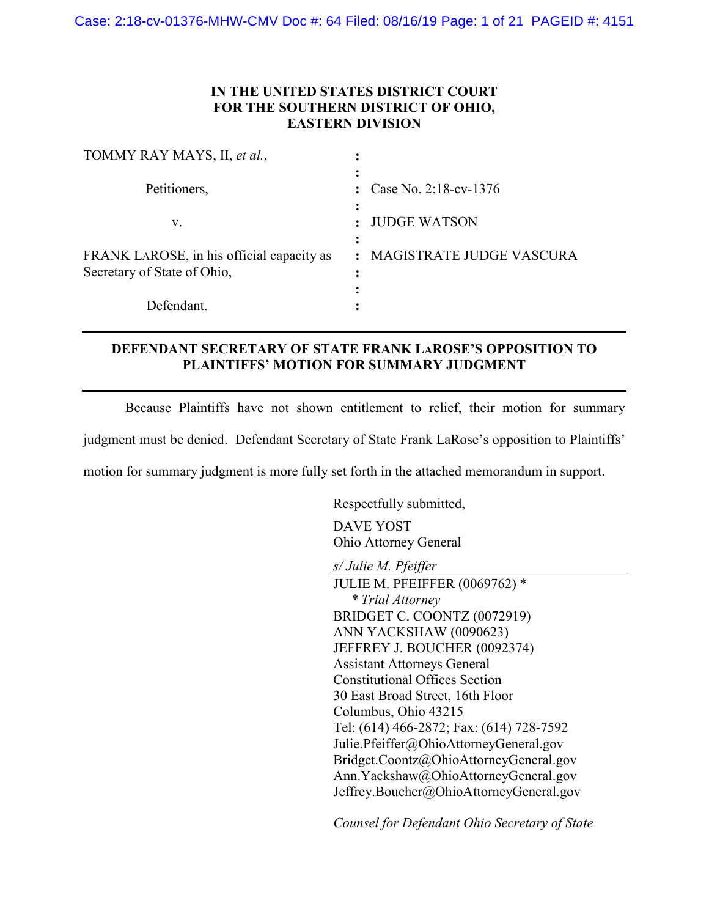**IN THE UNITED STATES DISTRICT COURT**
**FOR THE SOUTHERN DISTRICT OF OHIO,**
**EASTERN DIVISION**

| | | |
|---|---|---|
| TOMMY RAY MAYS, II, *et al.*, | : | |
| | : | |
| Petitioners, | : | Case No. 2:18-cv-1376 |
| | : | |
| v. | : | JUDGE WATSON |
| | : | |
| FRANK LAROSE, in his official capacity as Secretary of State of Ohio, | : | MAGISTRATE JUDGE VASCURA |
| | : | |
| Defendant. | : | |

---

**DEFENDANT SECRETARY OF STATE FRANK LAROSE'S OPPOSITION TO PLAINTIFFS' MOTION FOR SUMMARY JUDGMENT**

---

Because Plaintiffs have not shown entitlement to relief, their motion for summary judgment must be denied. Defendant Secretary of State Frank LaRose's opposition to Plaintiffs' motion for summary judgment is more fully set forth in the attached memorandum in support.

Respectfully submitted,

DAVE YOST
Ohio Attorney General

*s/ Julie M. Pfeiffer*
JULIE M. PFEIFFER (0069762) *
\* *Trial Attorney*
BRIDGET C. COONTZ (0072919)
ANN YACKSHAW (0090623)
JEFFREY J. BOUCHER (0092374)
Assistant Attorneys General
Constitutional Offices Section
30 East Broad Street, 16th Floor
Columbus, Ohio 43215
Tel: (614) 466-2872; Fax: (614) 728-7592
Julie.Pfeiffer@OhioAttorneyGeneral.gov
Bridget.Coontz@OhioAttorneyGeneral.gov
Ann.Yackshaw@OhioAttorneyGeneral.gov
Jeffrey.Boucher@OhioAttorneyGeneral.gov

*Counsel for Defendant Ohio Secretary of State*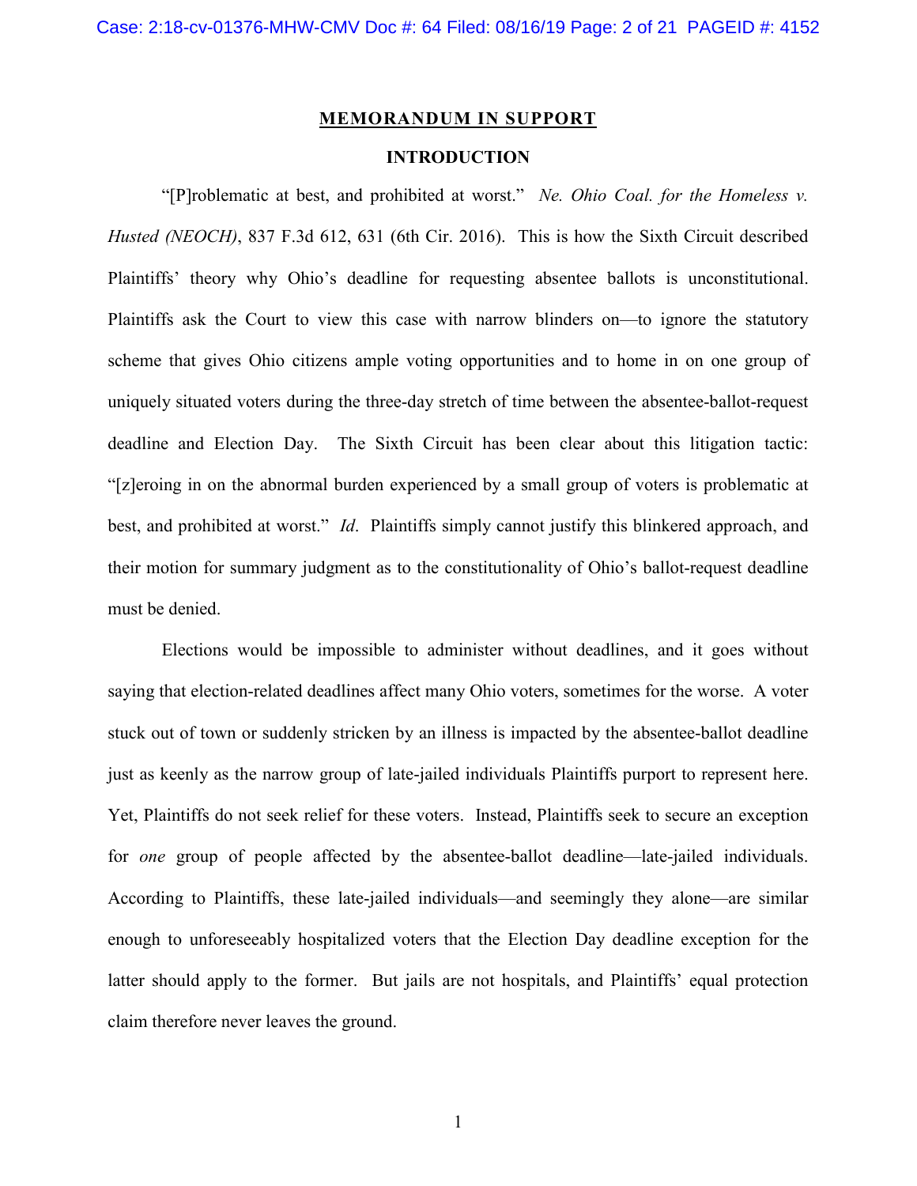## MEMORANDUM IN SUPPORT

### INTRODUCTION

"[P]roblematic at best, and prohibited at worst." *Ne. Ohio Coal. for the Homeless v. Husted (NEOCH)*, 837 F.3d 612, 631 (6th Cir. 2016). This is how the Sixth Circuit described Plaintiffs' theory why Ohio's deadline for requesting absentee ballots is unconstitutional. Plaintiffs ask the Court to view this case with narrow blinders on—to ignore the statutory scheme that gives Ohio citizens ample voting opportunities and to home in on one group of uniquely situated voters during the three-day stretch of time between the absentee-ballot-request deadline and Election Day. The Sixth Circuit has been clear about this litigation tactic: "[z]eroing in on the abnormal burden experienced by a small group of voters is problematic at best, and prohibited at worst." *Id*. Plaintiffs simply cannot justify this blinkered approach, and their motion for summary judgment as to the constitutionality of Ohio's ballot-request deadline must be denied.

Elections would be impossible to administer without deadlines, and it goes without saying that election-related deadlines affect many Ohio voters, sometimes for the worse. A voter stuck out of town or suddenly stricken by an illness is impacted by the absentee-ballot deadline just as keenly as the narrow group of late-jailed individuals Plaintiffs purport to represent here. Yet, Plaintiffs do not seek relief for these voters. Instead, Plaintiffs seek to secure an exception for *one* group of people affected by the absentee-ballot deadline—late-jailed individuals. According to Plaintiffs, these late-jailed individuals—and seemingly they alone—are similar enough to unforeseeably hospitalized voters that the Election Day deadline exception for the latter should apply to the former. But jails are not hospitals, and Plaintiffs' equal protection claim therefore never leaves the ground.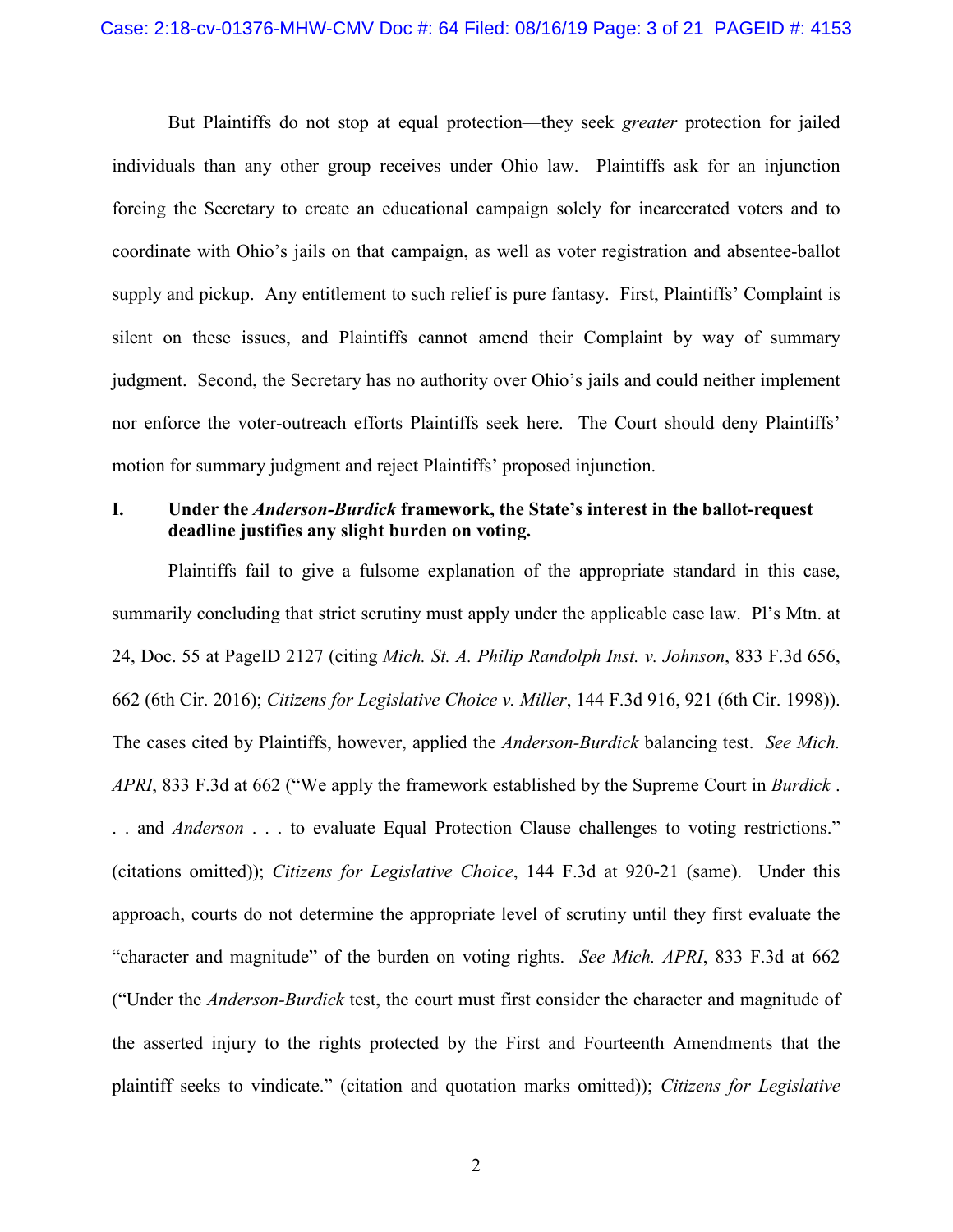But Plaintiffs do not stop at equal protection—they seek *greater* protection for jailed individuals than any other group receives under Ohio law. Plaintiffs ask for an injunction forcing the Secretary to create an educational campaign solely for incarcerated voters and to coordinate with Ohio's jails on that campaign, as well as voter registration and absentee-ballot supply and pickup. Any entitlement to such relief is pure fantasy. First, Plaintiffs' Complaint is silent on these issues, and Plaintiffs cannot amend their Complaint by way of summary judgment. Second, the Secretary has no authority over Ohio's jails and could neither implement nor enforce the voter-outreach efforts Plaintiffs seek here. The Court should deny Plaintiffs' motion for summary judgment and reject Plaintiffs' proposed injunction.

## I. Under the *Anderson-Burdick* framework, the State's interest in the ballot-request deadline justifies any slight burden on voting.

Plaintiffs fail to give a fulsome explanation of the appropriate standard in this case, summarily concluding that strict scrutiny must apply under the applicable case law. Pl's Mtn. at 24, Doc. 55 at PageID 2127 (citing *Mich. St. A. Philip Randolph Inst. v. Johnson*, 833 F.3d 656, 662 (6th Cir. 2016); *Citizens for Legislative Choice v. Miller*, 144 F.3d 916, 921 (6th Cir. 1998)). The cases cited by Plaintiffs, however, applied the *Anderson-Burdick* balancing test. *See Mich. APRI*, 833 F.3d at 662 ("We apply the framework established by the Supreme Court in *Burdick* . . . and *Anderson* . . . to evaluate Equal Protection Clause challenges to voting restrictions." (citations omitted)); *Citizens for Legislative Choice*, 144 F.3d at 920-21 (same). Under this approach, courts do not determine the appropriate level of scrutiny until they first evaluate the "character and magnitude" of the burden on voting rights. *See Mich. APRI*, 833 F.3d at 662 ("Under the *Anderson-Burdick* test, the court must first consider the character and magnitude of the asserted injury to the rights protected by the First and Fourteenth Amendments that the plaintiff seeks to vindicate." (citation and quotation marks omitted)); *Citizens for Legislative*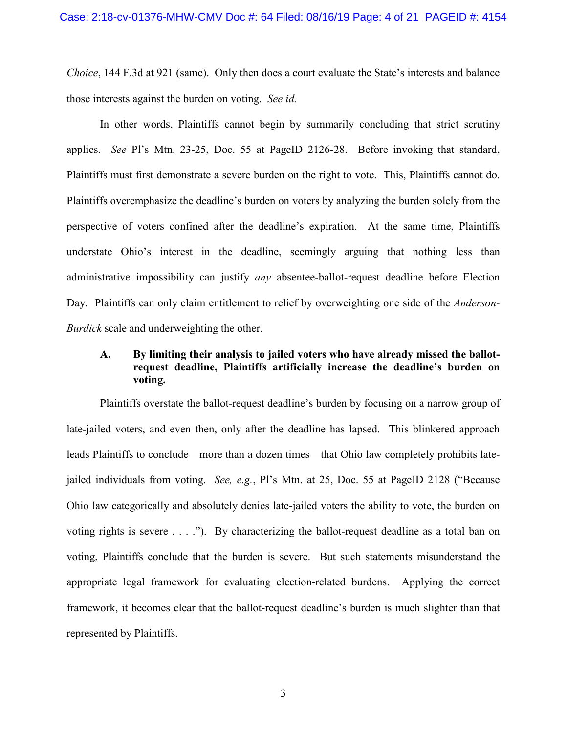*Choice*, 144 F.3d at 921 (same). Only then does a court evaluate the State's interests and balance those interests against the burden on voting. *See id.*

In other words, Plaintiffs cannot begin by summarily concluding that strict scrutiny applies. *See* Pl's Mtn. 23-25, Doc. 55 at PageID 2126-28. Before invoking that standard, Plaintiffs must first demonstrate a severe burden on the right to vote. This, Plaintiffs cannot do. Plaintiffs overemphasize the deadline's burden on voters by analyzing the burden solely from the perspective of voters confined after the deadline's expiration. At the same time, Plaintiffs understate Ohio's interest in the deadline, seemingly arguing that nothing less than administrative impossibility can justify *any* absentee-ballot-request deadline before Election Day. Plaintiffs can only claim entitlement to relief by overweighting one side of the *Anderson-Burdick* scale and underweighting the other.

### A. By limiting their analysis to jailed voters who have already missed the ballot-request deadline, Plaintiffs artificially increase the deadline's burden on voting.

Plaintiffs overstate the ballot-request deadline's burden by focusing on a narrow group of late-jailed voters, and even then, only after the deadline has lapsed. This blinkered approach leads Plaintiffs to conclude—more than a dozen times—that Ohio law completely prohibits late-jailed individuals from voting. *See, e.g.*, Pl's Mtn. at 25, Doc. 55 at PageID 2128 ("Because Ohio law categorically and absolutely denies late-jailed voters the ability to vote, the burden on voting rights is severe . . . ."). By characterizing the ballot-request deadline as a total ban on voting, Plaintiffs conclude that the burden is severe. But such statements misunderstand the appropriate legal framework for evaluating election-related burdens. Applying the correct framework, it becomes clear that the ballot-request deadline's burden is much slighter than that represented by Plaintiffs.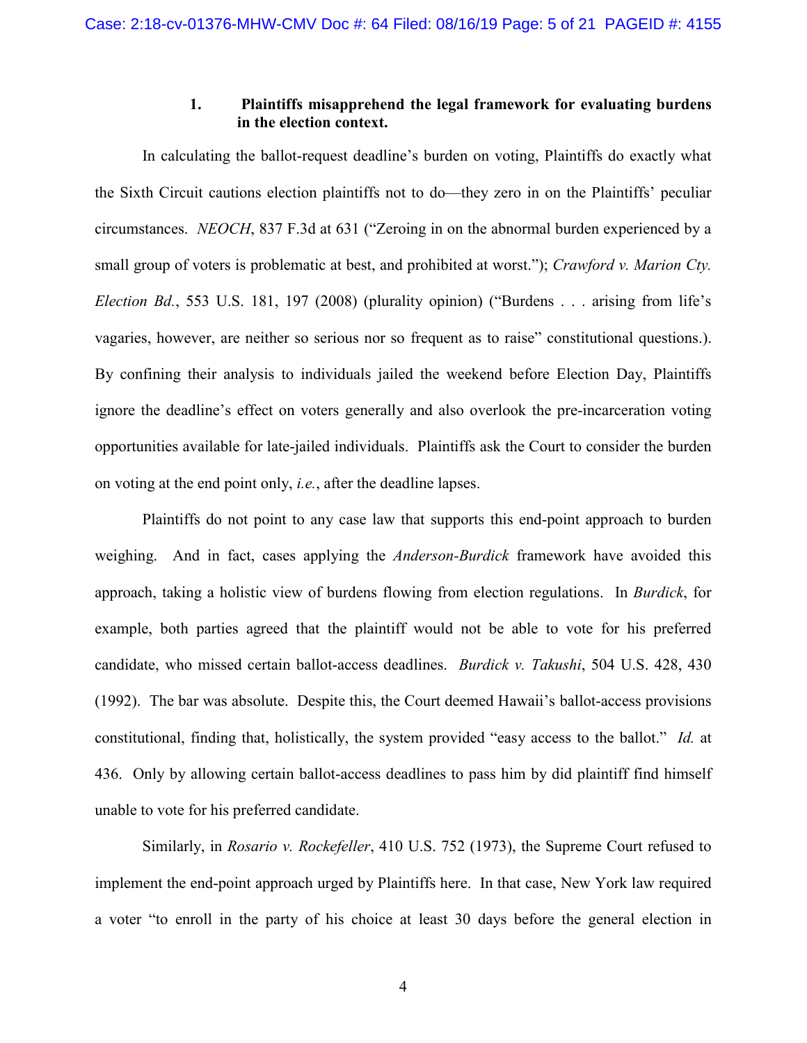### 1. Plaintiffs misapprehend the legal framework for evaluating burdens in the election context.

In calculating the ballot-request deadline's burden on voting, Plaintiffs do exactly what the Sixth Circuit cautions election plaintiffs not to do—they zero in on the Plaintiffs' peculiar circumstances. *NEOCH*, 837 F.3d at 631 ("Zeroing in on the abnormal burden experienced by a small group of voters is problematic at best, and prohibited at worst."); *Crawford v. Marion Cty. Election Bd.*, 553 U.S. 181, 197 (2008) (plurality opinion) ("Burdens . . . arising from life's vagaries, however, are neither so serious nor so frequent as to raise" constitutional questions.). By confining their analysis to individuals jailed the weekend before Election Day, Plaintiffs ignore the deadline's effect on voters generally and also overlook the pre-incarceration voting opportunities available for late-jailed individuals. Plaintiffs ask the Court to consider the burden on voting at the end point only, *i.e.*, after the deadline lapses.

Plaintiffs do not point to any case law that supports this end-point approach to burden weighing. And in fact, cases applying the *Anderson-Burdick* framework have avoided this approach, taking a holistic view of burdens flowing from election regulations. In *Burdick*, for example, both parties agreed that the plaintiff would not be able to vote for his preferred candidate, who missed certain ballot-access deadlines. *Burdick v. Takushi*, 504 U.S. 428, 430 (1992). The bar was absolute. Despite this, the Court deemed Hawaii's ballot-access provisions constitutional, finding that, holistically, the system provided "easy access to the ballot." *Id.* at 436. Only by allowing certain ballot-access deadlines to pass him by did plaintiff find himself unable to vote for his preferred candidate.

Similarly, in *Rosario v. Rockefeller*, 410 U.S. 752 (1973), the Supreme Court refused to implement the end-point approach urged by Plaintiffs here. In that case, New York law required a voter "to enroll in the party of his choice at least 30 days before the general election in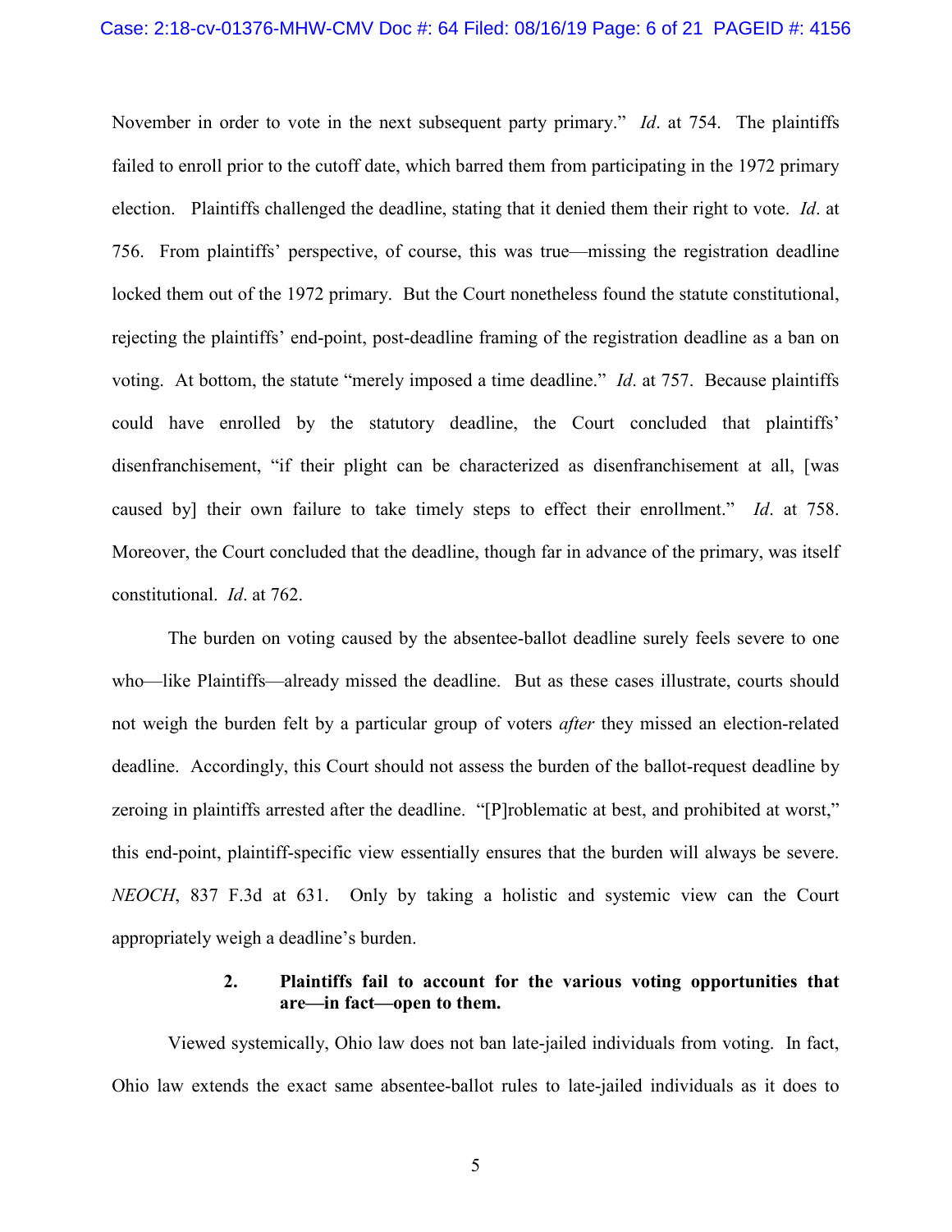November in order to vote in the next subsequent party primary." *Id*. at 754. The plaintiffs failed to enroll prior to the cutoff date, which barred them from participating in the 1972 primary election. Plaintiffs challenged the deadline, stating that it denied them their right to vote. *Id*. at 756. From plaintiffs' perspective, of course, this was true—missing the registration deadline locked them out of the 1972 primary. But the Court nonetheless found the statute constitutional, rejecting the plaintiffs' end-point, post-deadline framing of the registration deadline as a ban on voting. At bottom, the statute "merely imposed a time deadline." *Id*. at 757. Because plaintiffs could have enrolled by the statutory deadline, the Court concluded that plaintiffs' disenfranchisement, "if their plight can be characterized as disenfranchisement at all, [was caused by] their own failure to take timely steps to effect their enrollment." *Id*. at 758. Moreover, the Court concluded that the deadline, though far in advance of the primary, was itself constitutional. *Id*. at 762.

The burden on voting caused by the absentee-ballot deadline surely feels severe to one who—like Plaintiffs—already missed the deadline. But as these cases illustrate, courts should not weigh the burden felt by a particular group of voters *after* they missed an election-related deadline. Accordingly, this Court should not assess the burden of the ballot-request deadline by zeroing in plaintiffs arrested after the deadline. "[P]roblematic at best, and prohibited at worst," this end-point, plaintiff-specific view essentially ensures that the burden will always be severe. *NEOCH*, 837 F.3d at 631. Only by taking a holistic and systemic view can the Court appropriately weigh a deadline's burden.

**2. Plaintiffs fail to account for the various voting opportunities that are—in fact—open to them.**

Viewed systemically, Ohio law does not ban late-jailed individuals from voting. In fact, Ohio law extends the exact same absentee-ballot rules to late-jailed individuals as it does to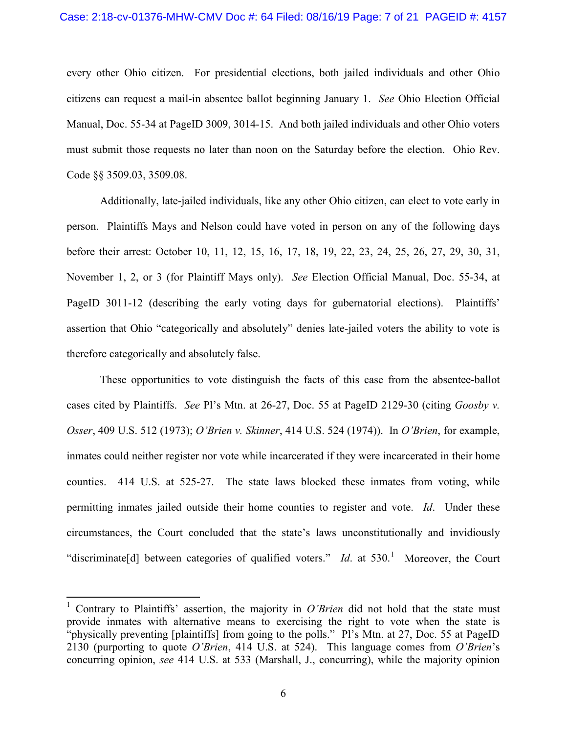every other Ohio citizen. For presidential elections, both jailed individuals and other Ohio citizens can request a mail-in absentee ballot beginning January 1. *See* Ohio Election Official Manual, Doc. 55-34 at PageID 3009, 3014-15. And both jailed individuals and other Ohio voters must submit those requests no later than noon on the Saturday before the election. Ohio Rev. Code §§ 3509.03, 3509.08.

Additionally, late-jailed individuals, like any other Ohio citizen, can elect to vote early in person. Plaintiffs Mays and Nelson could have voted in person on any of the following days before their arrest: October 10, 11, 12, 15, 16, 17, 18, 19, 22, 23, 24, 25, 26, 27, 29, 30, 31, November 1, 2, or 3 (for Plaintiff Mays only). *See* Election Official Manual, Doc. 55-34, at PageID 3011-12 (describing the early voting days for gubernatorial elections). Plaintiffs' assertion that Ohio "categorically and absolutely" denies late-jailed voters the ability to vote is therefore categorically and absolutely false.

These opportunities to vote distinguish the facts of this case from the absentee-ballot cases cited by Plaintiffs. *See* Pl's Mtn. at 26-27, Doc. 55 at PageID 2129-30 (citing *Goosby v. Osser*, 409 U.S. 512 (1973); *O'Brien v. Skinner*, 414 U.S. 524 (1974)). In *O'Brien*, for example, inmates could neither register nor vote while incarcerated if they were incarcerated in their home counties. 414 U.S. at 525-27. The state laws blocked these inmates from voting, while permitting inmates jailed outside their home counties to register and vote. *Id*. Under these circumstances, the Court concluded that the state's laws unconstitutionally and invidiously "discriminate[d] between categories of qualified voters." *Id*. at 530.[1] Moreover, the Court

[1] Contrary to Plaintiffs' assertion, the majority in *O'Brien* did not hold that the state must provide inmates with alternative means to exercising the right to vote when the state is "physically preventing [plaintiffs] from going to the polls." Pl's Mtn. at 27, Doc. 55 at PageID 2130 (purporting to quote *O'Brien*, 414 U.S. at 524). This language comes from *O'Brien*'s concurring opinion, *see* 414 U.S. at 533 (Marshall, J., concurring), while the majority opinion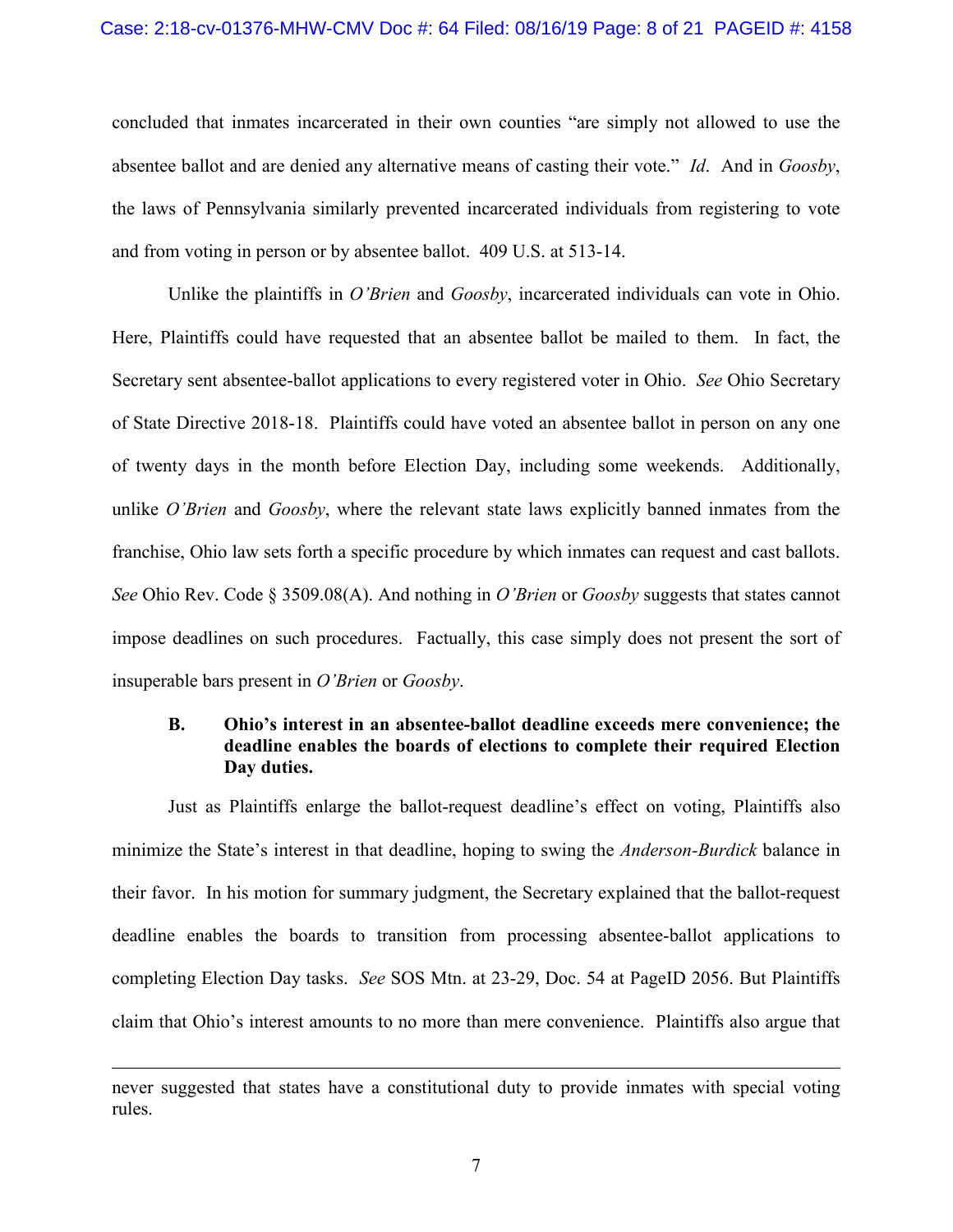concluded that inmates incarcerated in their own counties "are simply not allowed to use the absentee ballot and are denied any alternative means of casting their vote." *Id*. And in *Goosby*, the laws of Pennsylvania similarly prevented incarcerated individuals from registering to vote and from voting in person or by absentee ballot. 409 U.S. at 513-14.

Unlike the plaintiffs in *O'Brien* and *Goosby*, incarcerated individuals can vote in Ohio. Here, Plaintiffs could have requested that an absentee ballot be mailed to them. In fact, the Secretary sent absentee-ballot applications to every registered voter in Ohio. *See* Ohio Secretary of State Directive 2018-18. Plaintiffs could have voted an absentee ballot in person on any one of twenty days in the month before Election Day, including some weekends. Additionally, unlike *O'Brien* and *Goosby*, where the relevant state laws explicitly banned inmates from the franchise, Ohio law sets forth a specific procedure by which inmates can request and cast ballots. *See* Ohio Rev. Code § 3509.08(A). And nothing in *O'Brien* or *Goosby* suggests that states cannot impose deadlines on such procedures. Factually, this case simply does not present the sort of insuperable bars present in *O'Brien* or *Goosby*.

### B. Ohio's interest in an absentee-ballot deadline exceeds mere convenience; the deadline enables the boards of elections to complete their required Election Day duties.

Just as Plaintiffs enlarge the ballot-request deadline's effect on voting, Plaintiffs also minimize the State's interest in that deadline, hoping to swing the *Anderson-Burdick* balance in their favor. In his motion for summary judgment, the Secretary explained that the ballot-request deadline enables the boards to transition from processing absentee-ballot applications to completing Election Day tasks. *See* SOS Mtn. at 23-29, Doc. 54 at PageID 2056. But Plaintiffs claim that Ohio's interest amounts to no more than mere convenience. Plaintiffs also argue that

---

never suggested that states have a constitutional duty to provide inmates with special voting rules.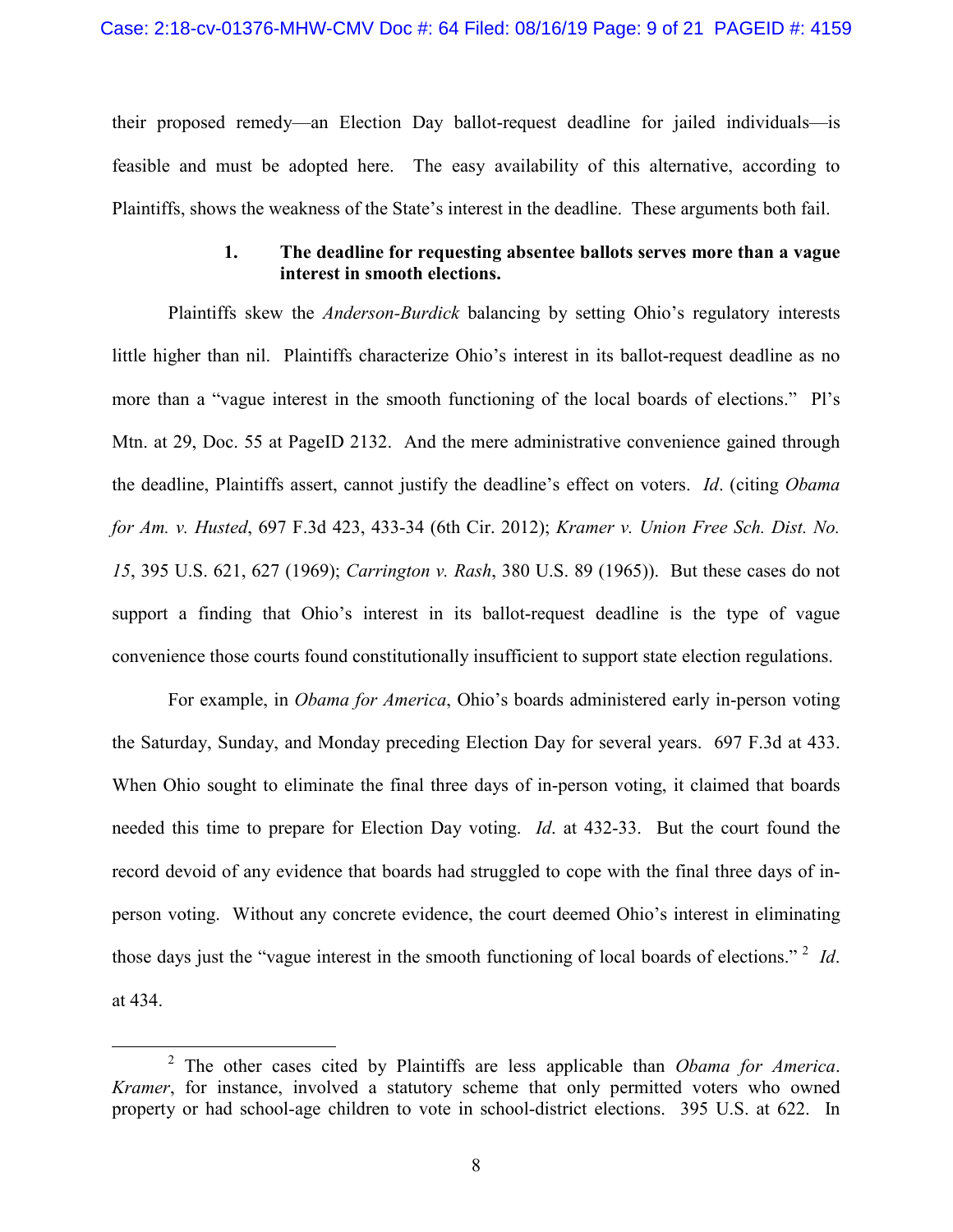their proposed remedy—an Election Day ballot-request deadline for jailed individuals—is feasible and must be adopted here. The easy availability of this alternative, according to Plaintiffs, shows the weakness of the State's interest in the deadline. These arguments both fail.

**1. The deadline for requesting absentee ballots serves more than a vague interest in smooth elections.**

Plaintiffs skew the *Anderson-Burdick* balancing by setting Ohio's regulatory interests little higher than nil. Plaintiffs characterize Ohio's interest in its ballot-request deadline as no more than a "vague interest in the smooth functioning of the local boards of elections." Pl's Mtn. at 29, Doc. 55 at PageID 2132. And the mere administrative convenience gained through the deadline, Plaintiffs assert, cannot justify the deadline's effect on voters. *Id*. (citing *Obama for Am. v. Husted*, 697 F.3d 423, 433-34 (6th Cir. 2012); *Kramer v. Union Free Sch. Dist. No. 15*, 395 U.S. 621, 627 (1969); *Carrington v. Rash*, 380 U.S. 89 (1965)). But these cases do not support a finding that Ohio's interest in its ballot-request deadline is the type of vague convenience those courts found constitutionally insufficient to support state election regulations.

For example, in *Obama for America*, Ohio's boards administered early in-person voting the Saturday, Sunday, and Monday preceding Election Day for several years. 697 F.3d at 433. When Ohio sought to eliminate the final three days of in-person voting, it claimed that boards needed this time to prepare for Election Day voting. *Id*. at 432-33. But the court found the record devoid of any evidence that boards had struggled to cope with the final three days of in-person voting. Without any concrete evidence, the court deemed Ohio's interest in eliminating those days just the "vague interest in the smooth functioning of local boards of elections." [2] *Id*. at 434.

[2] The other cases cited by Plaintiffs are less applicable than *Obama for America*. *Kramer*, for instance, involved a statutory scheme that only permitted voters who owned property or had school-age children to vote in school-district elections. 395 U.S. at 622. In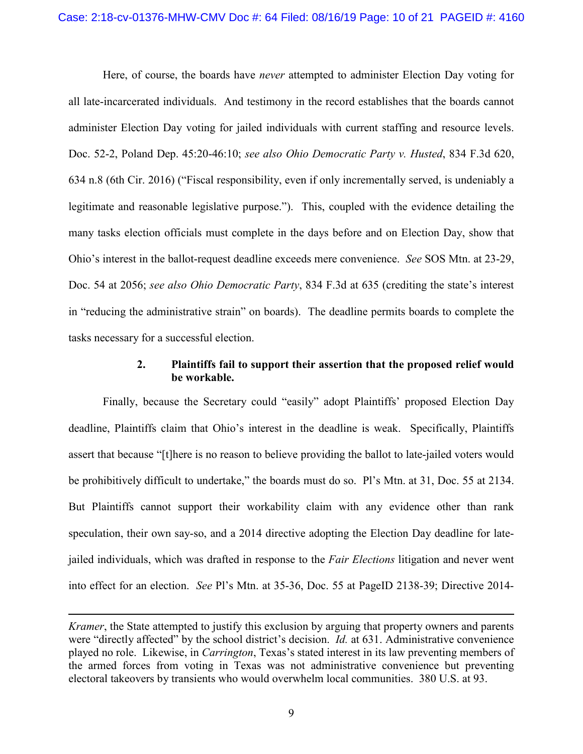Here, of course, the boards have *never* attempted to administer Election Day voting for all late-incarcerated individuals. And testimony in the record establishes that the boards cannot administer Election Day voting for jailed individuals with current staffing and resource levels. Doc. 52-2, Poland Dep. 45:20-46:10; *see also Ohio Democratic Party v. Husted*, 834 F.3d 620, 634 n.8 (6th Cir. 2016) ("Fiscal responsibility, even if only incrementally served, is undeniably a legitimate and reasonable legislative purpose."). This, coupled with the evidence detailing the many tasks election officials must complete in the days before and on Election Day, show that Ohio's interest in the ballot-request deadline exceeds mere convenience. *See* SOS Mtn. at 23-29, Doc. 54 at 2056; *see also Ohio Democratic Party*, 834 F.3d at 635 (crediting the state's interest in "reducing the administrative strain" on boards). The deadline permits boards to complete the tasks necessary for a successful election.

**2. Plaintiffs fail to support their assertion that the proposed relief would be workable.**

Finally, because the Secretary could "easily" adopt Plaintiffs' proposed Election Day deadline, Plaintiffs claim that Ohio's interest in the deadline is weak. Specifically, Plaintiffs assert that because "[t]here is no reason to believe providing the ballot to late-jailed voters would be prohibitively difficult to undertake," the boards must do so. Pl's Mtn. at 31, Doc. 55 at 2134. But Plaintiffs cannot support their workability claim with any evidence other than rank speculation, their own say-so, and a 2014 directive adopting the Election Day deadline for late-jailed individuals, which was drafted in response to the *Fair Elections* litigation and never went into effect for an election. *See* Pl's Mtn. at 35-36, Doc. 55 at PageID 2138-39; Directive 2014-

---

*Kramer*, the State attempted to justify this exclusion by arguing that property owners and parents were "directly affected" by the school district's decision. *Id.* at 631. Administrative convenience played no role. Likewise, in *Carrington*, Texas's stated interest in its law preventing members of the armed forces from voting in Texas was not administrative convenience but preventing electoral takeovers by transients who would overwhelm local communities. 380 U.S. at 93.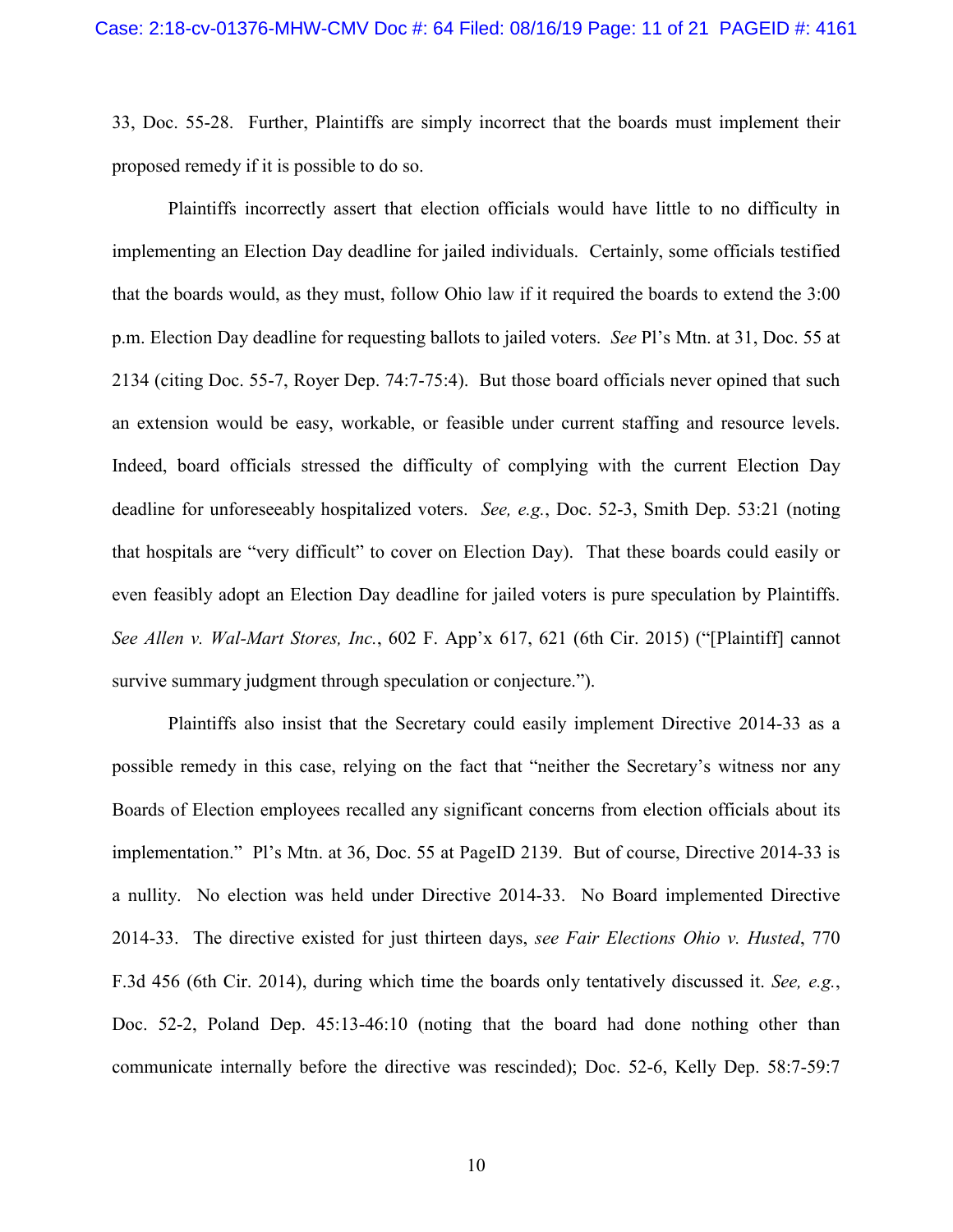33, Doc. 55-28. Further, Plaintiffs are simply incorrect that the boards must implement their proposed remedy if it is possible to do so.

Plaintiffs incorrectly assert that election officials would have little to no difficulty in implementing an Election Day deadline for jailed individuals. Certainly, some officials testified that the boards would, as they must, follow Ohio law if it required the boards to extend the 3:00 p.m. Election Day deadline for requesting ballots to jailed voters. *See* Pl's Mtn. at 31, Doc. 55 at 2134 (citing Doc. 55-7, Royer Dep. 74:7-75:4). But those board officials never opined that such an extension would be easy, workable, or feasible under current staffing and resource levels. Indeed, board officials stressed the difficulty of complying with the current Election Day deadline for unforeseeably hospitalized voters. *See, e.g.*, Doc. 52-3, Smith Dep. 53:21 (noting that hospitals are "very difficult" to cover on Election Day). That these boards could easily or even feasibly adopt an Election Day deadline for jailed voters is pure speculation by Plaintiffs. *See Allen v. Wal-Mart Stores, Inc.*, 602 F. App'x 617, 621 (6th Cir. 2015) ("[Plaintiff] cannot survive summary judgment through speculation or conjecture.").

Plaintiffs also insist that the Secretary could easily implement Directive 2014-33 as a possible remedy in this case, relying on the fact that "neither the Secretary's witness nor any Boards of Election employees recalled any significant concerns from election officials about its implementation." Pl's Mtn. at 36, Doc. 55 at PageID 2139. But of course, Directive 2014-33 is a nullity. No election was held under Directive 2014-33. No Board implemented Directive 2014-33. The directive existed for just thirteen days, *see Fair Elections Ohio v. Husted*, 770 F.3d 456 (6th Cir. 2014), during which time the boards only tentatively discussed it. *See, e.g.*, Doc. 52-2, Poland Dep. 45:13-46:10 (noting that the board had done nothing other than communicate internally before the directive was rescinded); Doc. 52-6, Kelly Dep. 58:7-59:7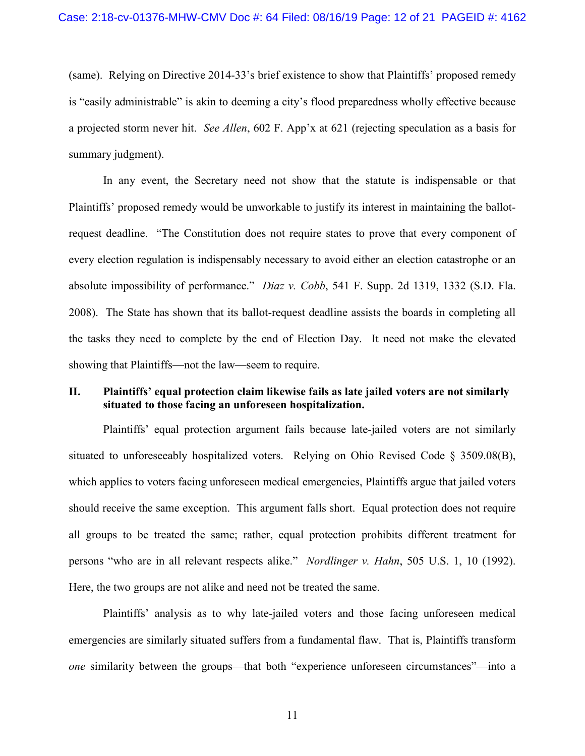(same). Relying on Directive 2014-33's brief existence to show that Plaintiffs' proposed remedy is "easily administrable" is akin to deeming a city's flood preparedness wholly effective because a projected storm never hit. *See Allen*, 602 F. App'x at 621 (rejecting speculation as a basis for summary judgment).

In any event, the Secretary need not show that the statute is indispensable or that Plaintiffs' proposed remedy would be unworkable to justify its interest in maintaining the ballot-request deadline. "The Constitution does not require states to prove that every component of every election regulation is indispensably necessary to avoid either an election catastrophe or an absolute impossibility of performance." *Diaz v. Cobb*, 541 F. Supp. 2d 1319, 1332 (S.D. Fla. 2008). The State has shown that its ballot-request deadline assists the boards in completing all the tasks they need to complete by the end of Election Day. It need not make the elevated showing that Plaintiffs—not the law—seem to require.

## II. Plaintiffs' equal protection claim likewise fails as late jailed voters are not similarly situated to those facing an unforeseen hospitalization.

Plaintiffs' equal protection argument fails because late-jailed voters are not similarly situated to unforeseeably hospitalized voters. Relying on Ohio Revised Code § 3509.08(B), which applies to voters facing unforeseen medical emergencies, Plaintiffs argue that jailed voters should receive the same exception. This argument falls short. Equal protection does not require all groups to be treated the same; rather, equal protection prohibits different treatment for persons "who are in all relevant respects alike." *Nordlinger v. Hahn*, 505 U.S. 1, 10 (1992). Here, the two groups are not alike and need not be treated the same.

Plaintiffs' analysis as to why late-jailed voters and those facing unforeseen medical emergencies are similarly situated suffers from a fundamental flaw. That is, Plaintiffs transform *one* similarity between the groups—that both "experience unforeseen circumstances"—into a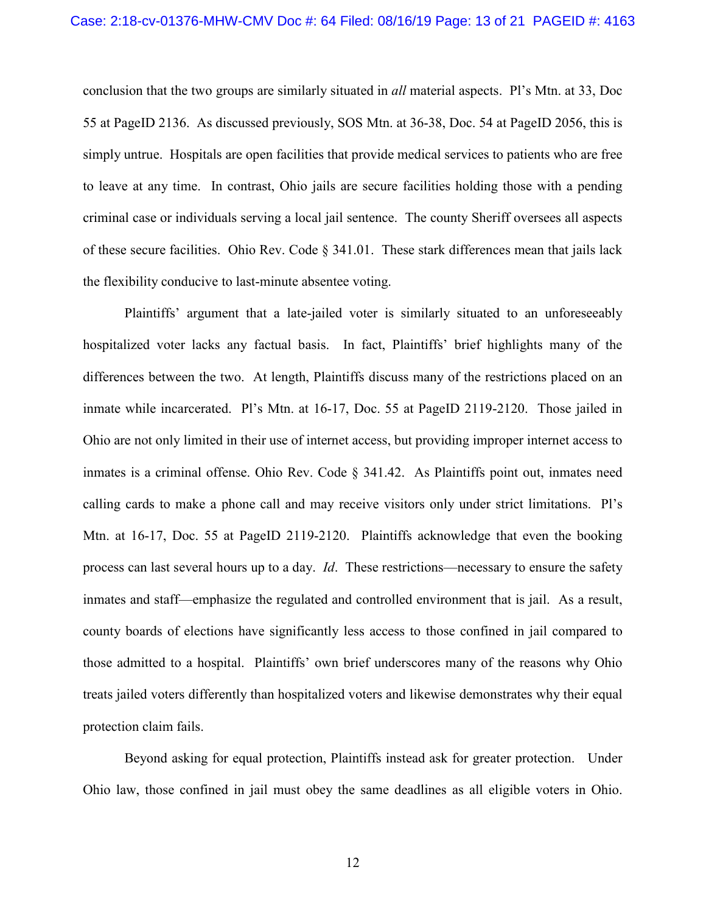conclusion that the two groups are similarly situated in *all* material aspects. Pl's Mtn. at 33, Doc 55 at PageID 2136. As discussed previously, SOS Mtn. at 36-38, Doc. 54 at PageID 2056, this is simply untrue. Hospitals are open facilities that provide medical services to patients who are free to leave at any time. In contrast, Ohio jails are secure facilities holding those with a pending criminal case or individuals serving a local jail sentence. The county Sheriff oversees all aspects of these secure facilities. Ohio Rev. Code § 341.01. These stark differences mean that jails lack the flexibility conducive to last-minute absentee voting.

Plaintiffs' argument that a late-jailed voter is similarly situated to an unforeseeably hospitalized voter lacks any factual basis. In fact, Plaintiffs' brief highlights many of the differences between the two. At length, Plaintiffs discuss many of the restrictions placed on an inmate while incarcerated. Pl's Mtn. at 16-17, Doc. 55 at PageID 2119-2120. Those jailed in Ohio are not only limited in their use of internet access, but providing improper internet access to inmates is a criminal offense. Ohio Rev. Code § 341.42. As Plaintiffs point out, inmates need calling cards to make a phone call and may receive visitors only under strict limitations. Pl's Mtn. at 16-17, Doc. 55 at PageID 2119-2120. Plaintiffs acknowledge that even the booking process can last several hours up to a day. *Id*. These restrictions—necessary to ensure the safety inmates and staff—emphasize the regulated and controlled environment that is jail. As a result, county boards of elections have significantly less access to those confined in jail compared to those admitted to a hospital. Plaintiffs' own brief underscores many of the reasons why Ohio treats jailed voters differently than hospitalized voters and likewise demonstrates why their equal protection claim fails.

Beyond asking for equal protection, Plaintiffs instead ask for greater protection. Under Ohio law, those confined in jail must obey the same deadlines as all eligible voters in Ohio.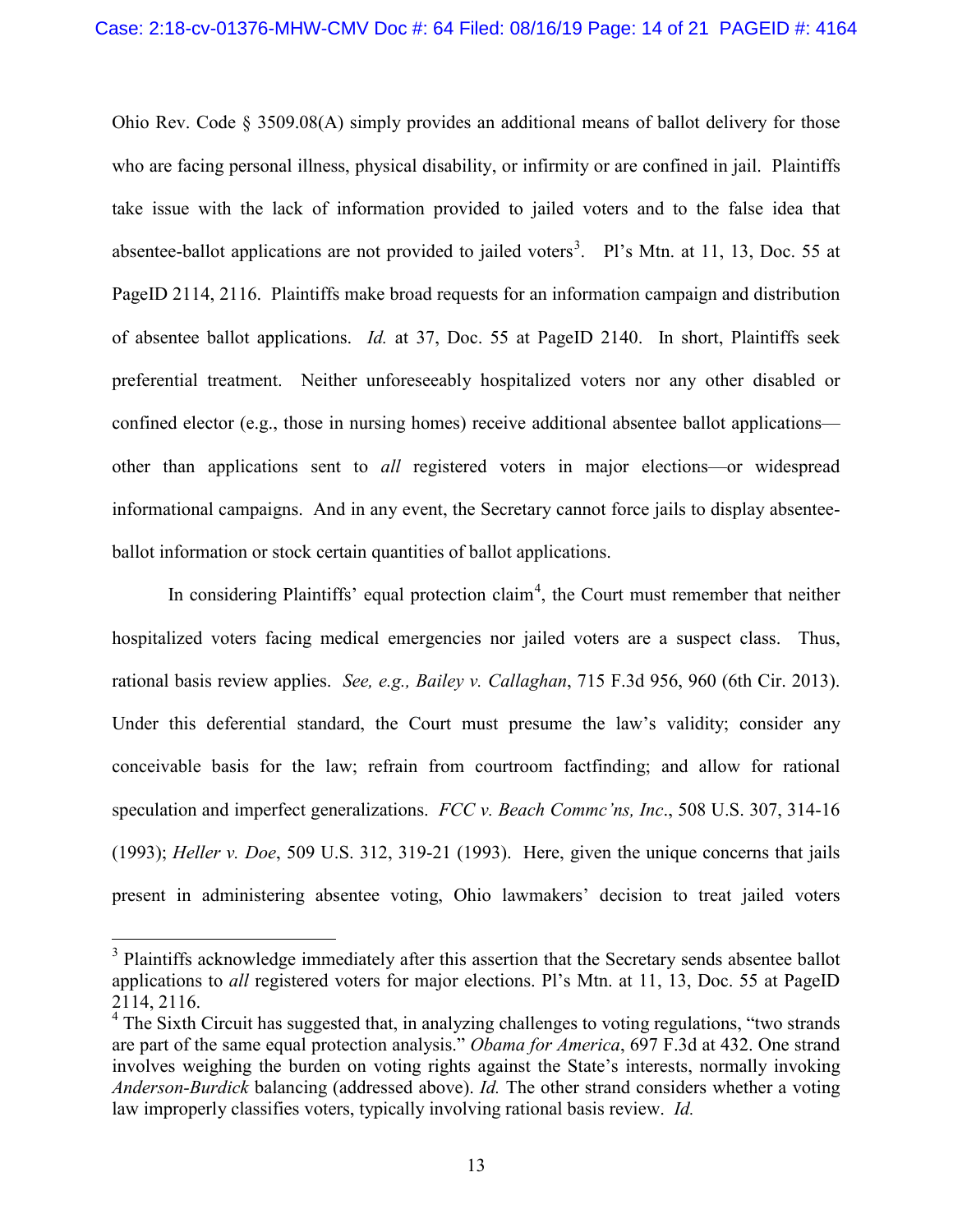Ohio Rev. Code § 3509.08(A) simply provides an additional means of ballot delivery for those who are facing personal illness, physical disability, or infirmity or are confined in jail. Plaintiffs take issue with the lack of information provided to jailed voters and to the false idea that absentee-ballot applications are not provided to jailed voters[3]. Pl's Mtn. at 11, 13, Doc. 55 at PageID 2114, 2116. Plaintiffs make broad requests for an information campaign and distribution of absentee ballot applications. *Id.* at 37, Doc. 55 at PageID 2140. In short, Plaintiffs seek preferential treatment. Neither unforeseeably hospitalized voters nor any other disabled or confined elector (e.g., those in nursing homes) receive additional absentee ballot applications—other than applications sent to *all* registered voters in major elections—or widespread informational campaigns. And in any event, the Secretary cannot force jails to display absentee-ballot information or stock certain quantities of ballot applications.

In considering Plaintiffs' equal protection claim[4], the Court must remember that neither hospitalized voters facing medical emergencies nor jailed voters are a suspect class. Thus, rational basis review applies. *See, e.g., Bailey v. Callaghan*, 715 F.3d 956, 960 (6th Cir. 2013). Under this deferential standard, the Court must presume the law's validity; consider any conceivable basis for the law; refrain from courtroom factfinding; and allow for rational speculation and imperfect generalizations. *FCC v. Beach Commc'ns, Inc*., 508 U.S. 307, 314-16 (1993); *Heller v. Doe*, 509 U.S. 312, 319-21 (1993). Here, given the unique concerns that jails present in administering absentee voting, Ohio lawmakers' decision to treat jailed voters

---

[3] Plaintiffs acknowledge immediately after this assertion that the Secretary sends absentee ballot applications to *all* registered voters for major elections. Pl's Mtn. at 11, 13, Doc. 55 at PageID 2114, 2116.

[4] The Sixth Circuit has suggested that, in analyzing challenges to voting regulations, "two strands are part of the same equal protection analysis." *Obama for America*, 697 F.3d at 432. One strand involves weighing the burden on voting rights against the State's interests, normally invoking *Anderson-Burdick* balancing (addressed above). *Id.* The other strand considers whether a voting law improperly classifies voters, typically involving rational basis review. *Id.*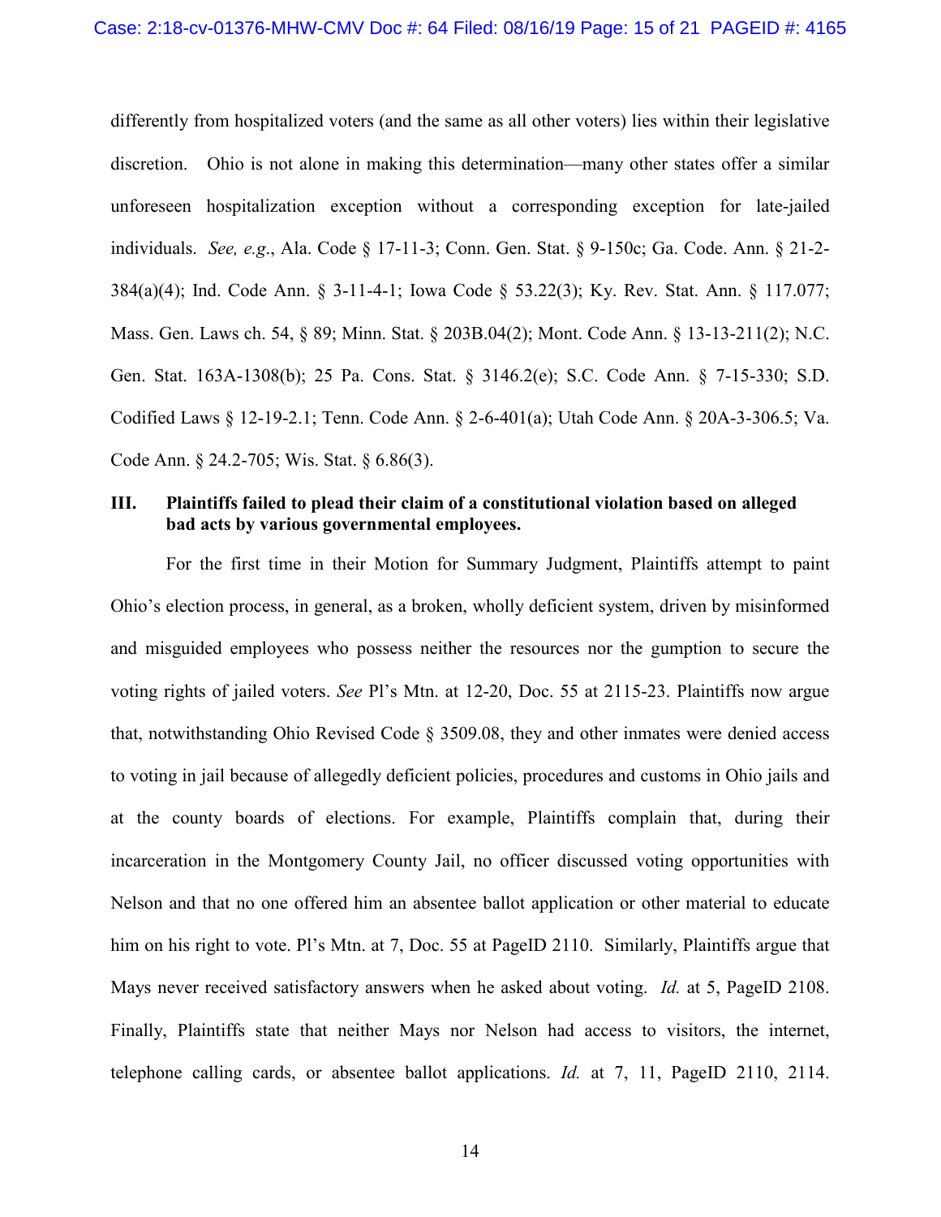differently from hospitalized voters (and the same as all other voters) lies within their legislative discretion. Ohio is not alone in making this determination—many other states offer a similar unforeseen hospitalization exception without a corresponding exception for late-jailed individuals. *See, e.g.*, Ala. Code § 17-11-3; Conn. Gen. Stat. § 9-150c; Ga. Code. Ann. § 21-2-384(a)(4); Ind. Code Ann. § 3-11-4-1; Iowa Code § 53.22(3); Ky. Rev. Stat. Ann. § 117.077; Mass. Gen. Laws ch. 54, § 89; Minn. Stat. § 203B.04(2); Mont. Code Ann. § 13-13-211(2); N.C. Gen. Stat. 163A-1308(b); 25 Pa. Cons. Stat. § 3146.2(e); S.C. Code Ann. § 7-15-330; S.D. Codified Laws § 12-19-2.1; Tenn. Code Ann. § 2-6-401(a); Utah Code Ann. § 20A-3-306.5; Va. Code Ann. § 24.2-705; Wis. Stat. § 6.86(3).

## III. Plaintiffs failed to plead their claim of a constitutional violation based on alleged bad acts by various governmental employees.

For the first time in their Motion for Summary Judgment, Plaintiffs attempt to paint Ohio's election process, in general, as a broken, wholly deficient system, driven by misinformed and misguided employees who possess neither the resources nor the gumption to secure the voting rights of jailed voters. *See* Pl's Mtn. at 12-20, Doc. 55 at 2115-23. Plaintiffs now argue that, notwithstanding Ohio Revised Code § 3509.08, they and other inmates were denied access to voting in jail because of allegedly deficient policies, procedures and customs in Ohio jails and at the county boards of elections. For example, Plaintiffs complain that, during their incarceration in the Montgomery County Jail, no officer discussed voting opportunities with Nelson and that no one offered him an absentee ballot application or other material to educate him on his right to vote. Pl's Mtn. at 7, Doc. 55 at PageID 2110. Similarly, Plaintiffs argue that Mays never received satisfactory answers when he asked about voting. *Id.* at 5, PageID 2108. Finally, Plaintiffs state that neither Mays nor Nelson had access to visitors, the internet, telephone calling cards, or absentee ballot applications. *Id.* at 7, 11, PageID 2110, 2114.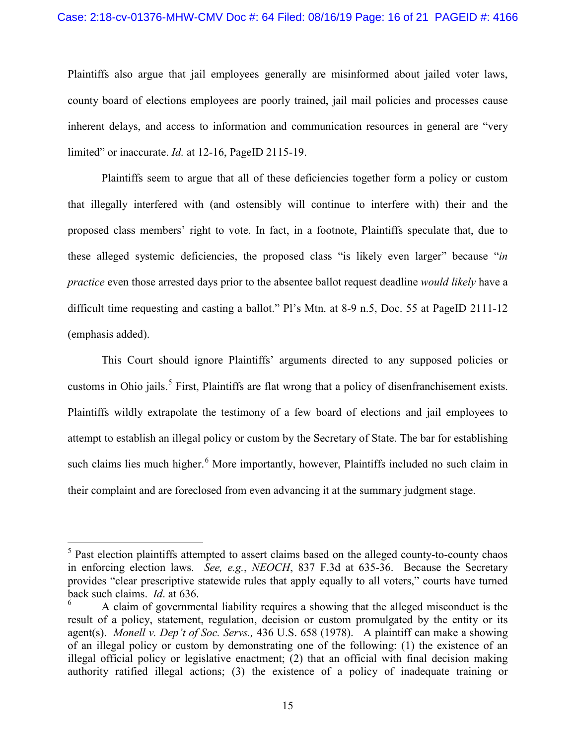Plaintiffs also argue that jail employees generally are misinformed about jailed voter laws, county board of elections employees are poorly trained, jail mail policies and processes cause inherent delays, and access to information and communication resources in general are "very limited" or inaccurate. *Id.* at 12-16, PageID 2115-19.

Plaintiffs seem to argue that all of these deficiencies together form a policy or custom that illegally interfered with (and ostensibly will continue to interfere with) their and the proposed class members' right to vote. In fact, in a footnote, Plaintiffs speculate that, due to these alleged systemic deficiencies, the proposed class "is likely even larger" because "*in practice* even those arrested days prior to the absentee ballot request deadline *would likely* have a difficult time requesting and casting a ballot." Pl's Mtn. at 8-9 n.5, Doc. 55 at PageID 2111-12 (emphasis added).

This Court should ignore Plaintiffs' arguments directed to any supposed policies or customs in Ohio jails.[5] First, Plaintiffs are flat wrong that a policy of disenfranchisement exists. Plaintiffs wildly extrapolate the testimony of a few board of elections and jail employees to attempt to establish an illegal policy or custom by the Secretary of State. The bar for establishing such claims lies much higher.[6] More importantly, however, Plaintiffs included no such claim in their complaint and are foreclosed from even advancing it at the summary judgment stage.

---

[5] Past election plaintiffs attempted to assert claims based on the alleged county-to-county chaos in enforcing election laws. *See, e.g.*, *NEOCH*, 837 F.3d at 635-36. Because the Secretary provides "clear prescriptive statewide rules that apply equally to all voters," courts have turned back such claims. *Id*. at 636.

[6] A claim of governmental liability requires a showing that the alleged misconduct is the result of a policy, statement, regulation, decision or custom promulgated by the entity or its agent(s). *Monell v. Dep't of Soc. Servs.,* 436 U.S. 658 (1978). A plaintiff can make a showing of an illegal policy or custom by demonstrating one of the following: (1) the existence of an illegal official policy or legislative enactment; (2) that an official with final decision making authority ratified illegal actions; (3) the existence of a policy of inadequate training or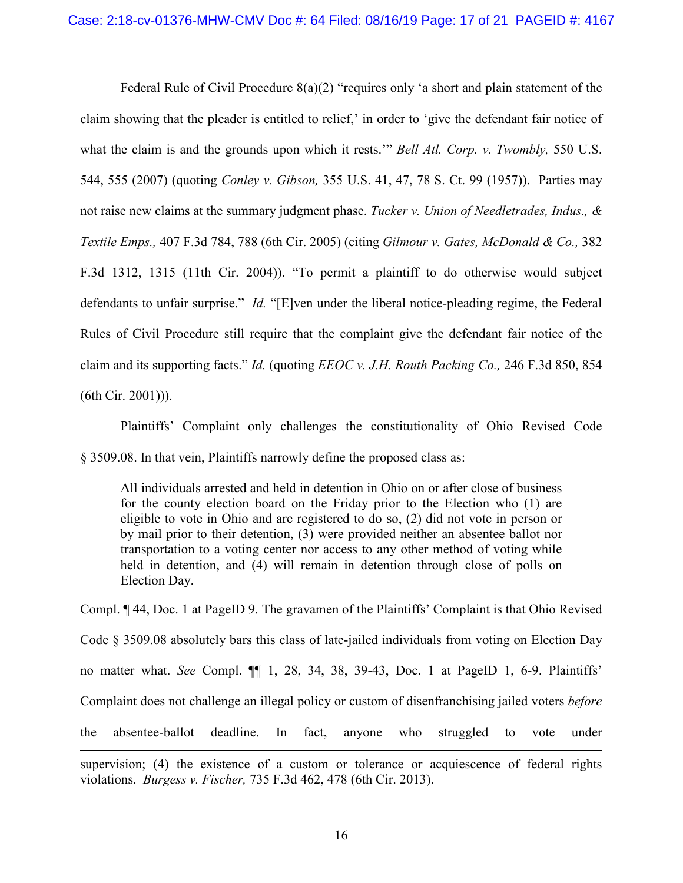Federal Rule of Civil Procedure 8(a)(2) "requires only 'a short and plain statement of the claim showing that the pleader is entitled to relief,' in order to 'give the defendant fair notice of what the claim is and the grounds upon which it rests.'" *Bell Atl. Corp. v. Twombly,* 550 U.S. 544, 555 (2007) (quoting *Conley v. Gibson,* 355 U.S. 41, 47, 78 S. Ct. 99 (1957)). Parties may not raise new claims at the summary judgment phase. *Tucker v. Union of Needletrades, Indus., & Textile Emps.,* 407 F.3d 784, 788 (6th Cir. 2005) (citing *Gilmour v. Gates, McDonald & Co.,* 382 F.3d 1312, 1315 (11th Cir. 2004)). "To permit a plaintiff to do otherwise would subject defendants to unfair surprise." *Id.* "[E]ven under the liberal notice-pleading regime, the Federal Rules of Civil Procedure still require that the complaint give the defendant fair notice of the claim and its supporting facts." *Id.* (quoting *EEOC v. J.H. Routh Packing Co.,* 246 F.3d 850, 854 (6th Cir. 2001))).

Plaintiffs' Complaint only challenges the constitutionality of Ohio Revised Code § 3509.08. In that vein, Plaintiffs narrowly define the proposed class as:

> All individuals arrested and held in detention in Ohio on or after close of business for the county election board on the Friday prior to the Election who (1) are eligible to vote in Ohio and are registered to do so, (2) did not vote in person or by mail prior to their detention, (3) were provided neither an absentee ballot nor transportation to a voting center nor access to any other method of voting while held in detention, and (4) will remain in detention through close of polls on Election Day.

Compl. ¶ 44, Doc. 1 at PageID 9. The gravamen of the Plaintiffs' Complaint is that Ohio Revised Code § 3509.08 absolutely bars this class of late-jailed individuals from voting on Election Day no matter what. *See* Compl. ¶¶ 1, 28, 34, 38, 39-43, Doc. 1 at PageID 1, 6-9. Plaintiffs' Complaint does not challenge an illegal policy or custom of disenfranchising jailed voters *before* the absentee-ballot deadline. In fact, anyone who struggled to vote under

---

supervision; (4) the existence of a custom or tolerance or acquiescence of federal rights violations. *Burgess v. Fischer,* 735 F.3d 462, 478 (6th Cir. 2013).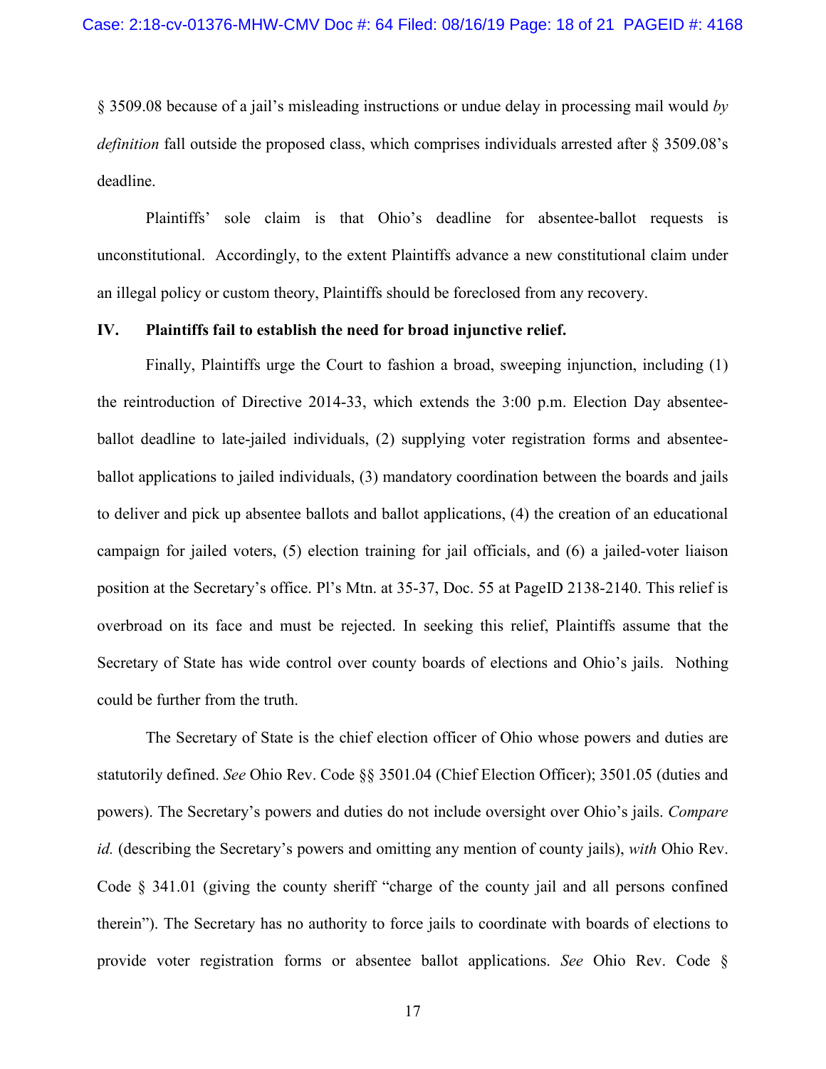§ 3509.08 because of a jail's misleading instructions or undue delay in processing mail would *by definition* fall outside the proposed class, which comprises individuals arrested after § 3509.08's deadline.

Plaintiffs' sole claim is that Ohio's deadline for absentee-ballot requests is unconstitutional. Accordingly, to the extent Plaintiffs advance a new constitutional claim under an illegal policy or custom theory, Plaintiffs should be foreclosed from any recovery.

## IV. Plaintiffs fail to establish the need for broad injunctive relief.

Finally, Plaintiffs urge the Court to fashion a broad, sweeping injunction, including (1) the reintroduction of Directive 2014-33, which extends the 3:00 p.m. Election Day absentee-ballot deadline to late-jailed individuals, (2) supplying voter registration forms and absentee-ballot applications to jailed individuals, (3) mandatory coordination between the boards and jails to deliver and pick up absentee ballots and ballot applications, (4) the creation of an educational campaign for jailed voters, (5) election training for jail officials, and (6) a jailed-voter liaison position at the Secretary's office. Pl's Mtn. at 35-37, Doc. 55 at PageID 2138-2140. This relief is overbroad on its face and must be rejected. In seeking this relief, Plaintiffs assume that the Secretary of State has wide control over county boards of elections and Ohio's jails. Nothing could be further from the truth.

The Secretary of State is the chief election officer of Ohio whose powers and duties are statutorily defined. *See* Ohio Rev. Code §§ 3501.04 (Chief Election Officer); 3501.05 (duties and powers). The Secretary's powers and duties do not include oversight over Ohio's jails. *Compare id.* (describing the Secretary's powers and omitting any mention of county jails), *with* Ohio Rev. Code § 341.01 (giving the county sheriff "charge of the county jail and all persons confined therein"). The Secretary has no authority to force jails to coordinate with boards of elections to provide voter registration forms or absentee ballot applications. *See* Ohio Rev. Code §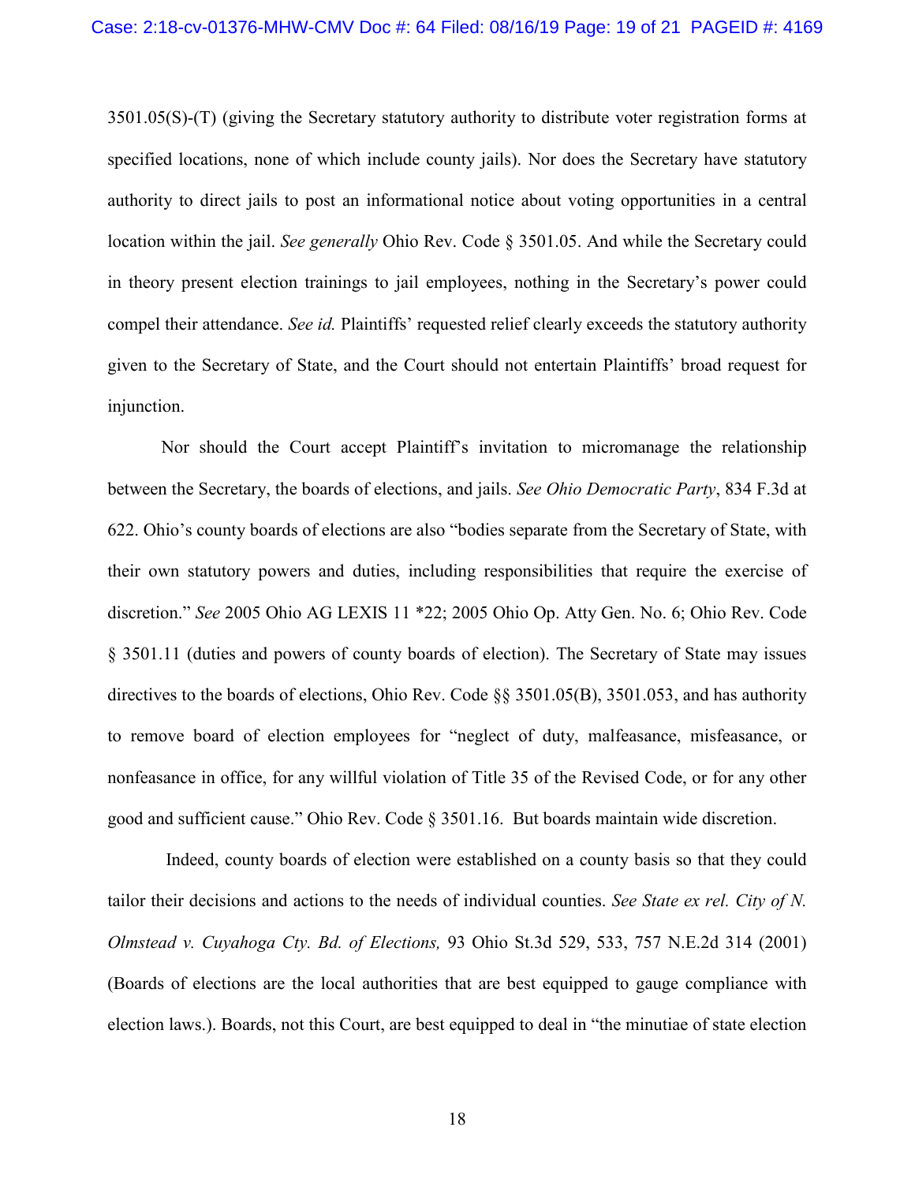3501.05(S)-(T) (giving the Secretary statutory authority to distribute voter registration forms at specified locations, none of which include county jails). Nor does the Secretary have statutory authority to direct jails to post an informational notice about voting opportunities in a central location within the jail. *See generally* Ohio Rev. Code § 3501.05. And while the Secretary could in theory present election trainings to jail employees, nothing in the Secretary's power could compel their attendance. *See id.* Plaintiffs' requested relief clearly exceeds the statutory authority given to the Secretary of State, and the Court should not entertain Plaintiffs' broad request for injunction.

Nor should the Court accept Plaintiff's invitation to micromanage the relationship between the Secretary, the boards of elections, and jails. *See Ohio Democratic Party*, 834 F.3d at 622. Ohio's county boards of elections are also "bodies separate from the Secretary of State, with their own statutory powers and duties, including responsibilities that require the exercise of discretion." *See* 2005 Ohio AG LEXIS 11 *22; 2005 Ohio Op. Atty Gen. No. 6; Ohio Rev. Code § 3501.11 (duties and powers of county boards of election). The Secretary of State may issues directives to the boards of elections, Ohio Rev. Code §§ 3501.05(B), 3501.053, and has authority to remove board of election employees for "neglect of duty, malfeasance, misfeasance, or nonfeasance in office, for any willful violation of Title 35 of the Revised Code, or for any other good and sufficient cause." Ohio Rev. Code § 3501.16. But boards maintain wide discretion.

Indeed, county boards of election were established on a county basis so that they could tailor their decisions and actions to the needs of individual counties. *See State ex rel. City of N. Olmstead v. Cuyahoga Cty. Bd. of Elections,* 93 Ohio St.3d 529, 533, 757 N.E.2d 314 (2001) (Boards of elections are the local authorities that are best equipped to gauge compliance with election laws.). Boards, not this Court, are best equipped to deal in "the minutiae of state election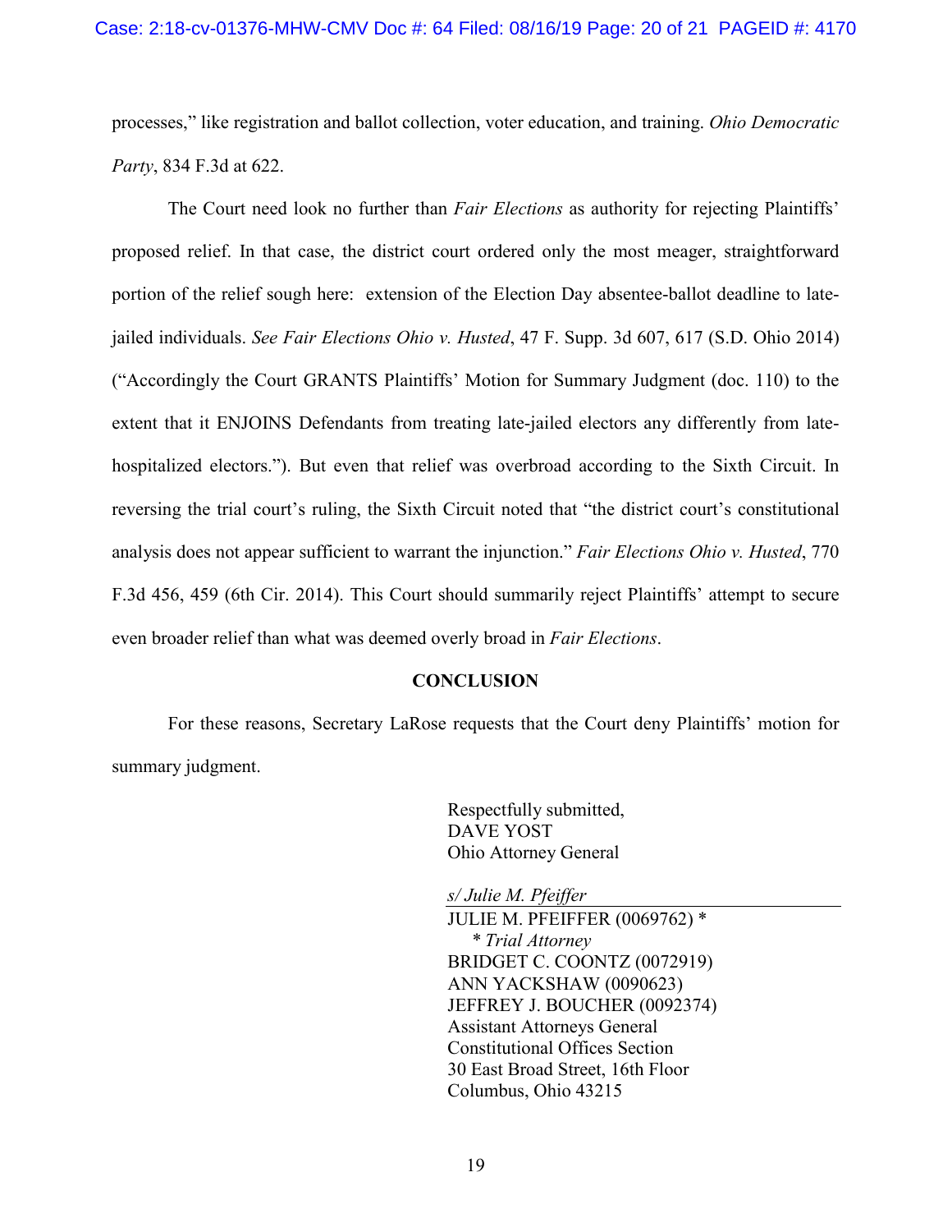processes," like registration and ballot collection, voter education, and training. *Ohio Democratic Party*, 834 F.3d at 622.

The Court need look no further than *Fair Elections* as authority for rejecting Plaintiffs' proposed relief. In that case, the district court ordered only the most meager, straightforward portion of the relief sough here: extension of the Election Day absentee-ballot deadline to late-jailed individuals. *See Fair Elections Ohio v. Husted*, 47 F. Supp. 3d 607, 617 (S.D. Ohio 2014) ("Accordingly the Court GRANTS Plaintiffs' Motion for Summary Judgment (doc. 110) to the extent that it ENJOINS Defendants from treating late-jailed electors any differently from late-hospitalized electors."). But even that relief was overbroad according to the Sixth Circuit. In reversing the trial court's ruling, the Sixth Circuit noted that "the district court's constitutional analysis does not appear sufficient to warrant the injunction." *Fair Elections Ohio v. Husted*, 770 F.3d 456, 459 (6th Cir. 2014). This Court should summarily reject Plaintiffs' attempt to secure even broader relief than what was deemed overly broad in *Fair Elections*.

## CONCLUSION

For these reasons, Secretary LaRose requests that the Court deny Plaintiffs' motion for summary judgment.

Respectfully submitted,
DAVE YOST
Ohio Attorney General

*s/ Julie M. Pfeiffer*
JULIE M. PFEIFFER (0069762) *
*\* Trial Attorney*
BRIDGET C. COONTZ (0072919)
ANN YACKSHAW (0090623)
JEFFREY J. BOUCHER (0092374)
Assistant Attorneys General
Constitutional Offices Section
30 East Broad Street, 16th Floor
Columbus, Ohio 43215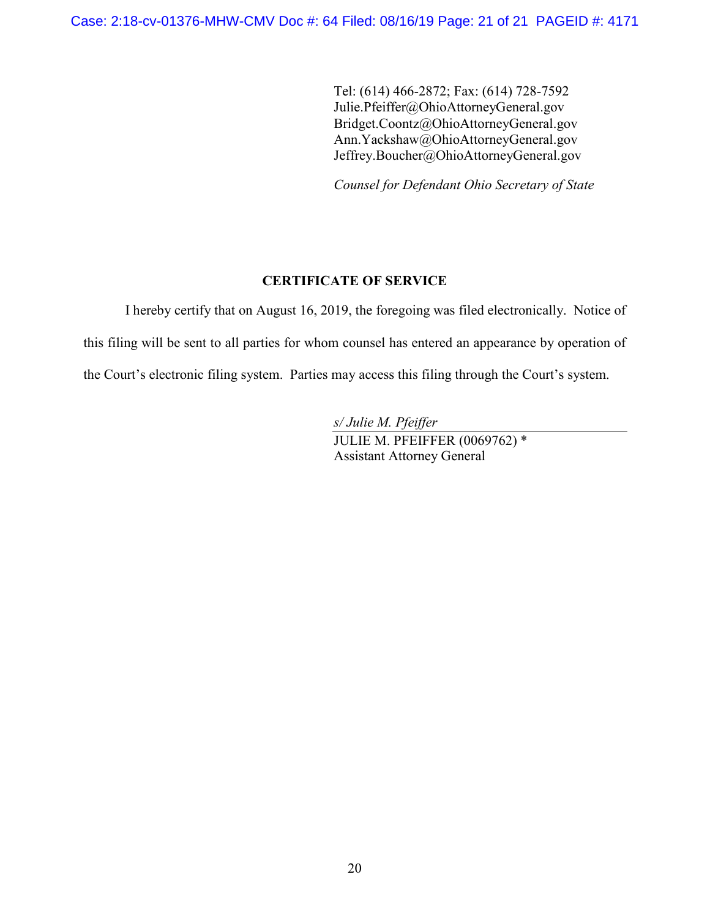Tel: (614) 466-2872; Fax: (614) 728-7592
Julie.Pfeiffer@OhioAttorneyGeneral.gov
Bridget.Coontz@OhioAttorneyGeneral.gov
Ann.Yackshaw@OhioAttorneyGeneral.gov
Jeffrey.Boucher@OhioAttorneyGeneral.gov

*Counsel for Defendant Ohio Secretary of State*

**CERTIFICATE OF SERVICE**

I hereby certify that on August 16, 2019, the foregoing was filed electronically. Notice of this filing will be sent to all parties for whom counsel has entered an appearance by operation of the Court's electronic filing system. Parties may access this filing through the Court's system.

*s/ Julie M. Pfeiffer*
JULIE M. PFEIFFER (0069762) *
Assistant Attorney General